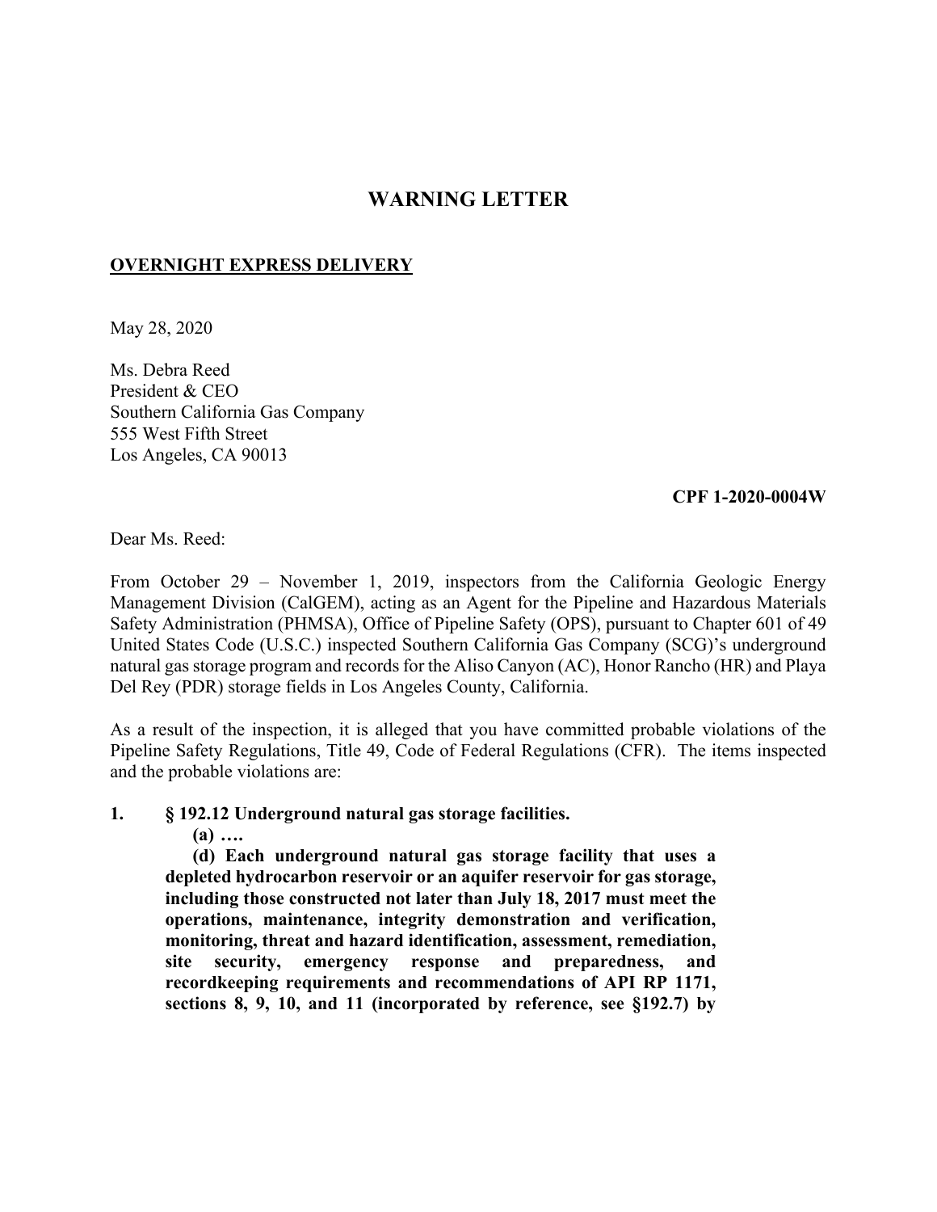# WARNING LETTER

**OVERNIGHT EXPRESS DELIVERY**

May 28, 2020

Ms. Debra Reed
President & CEO
Southern California Gas Company
555 West Fifth Street
Los Angeles, CA 90013

**CPF 1-2020-0004W**

Dear Ms. Reed:

From October 29 – November 1, 2019, inspectors from the California Geologic Energy Management Division (CalGEM), acting as an Agent for the Pipeline and Hazardous Materials Safety Administration (PHMSA), Office of Pipeline Safety (OPS), pursuant to Chapter 601 of 49 United States Code (U.S.C.) inspected Southern California Gas Company (SCG)'s underground natural gas storage program and records for the Aliso Canyon (AC), Honor Rancho (HR) and Playa Del Rey (PDR) storage fields in Los Angeles County, California.

As a result of the inspection, it is alleged that you have committed probable violations of the Pipeline Safety Regulations, Title 49, Code of Federal Regulations (CFR). The items inspected and the probable violations are:

**1. § 192.12 Underground natural gas storage facilities.**

**(a) ….**

**(d) Each underground natural gas storage facility that uses a depleted hydrocarbon reservoir or an aquifer reservoir for gas storage, including those constructed not later than July 18, 2017 must meet the operations, maintenance, integrity demonstration and verification, monitoring, threat and hazard identification, assessment, remediation, site security, emergency response and preparedness, and recordkeeping requirements and recommendations of API RP 1171, sections 8, 9, 10, and 11 (incorporated by reference, see §192.7) by**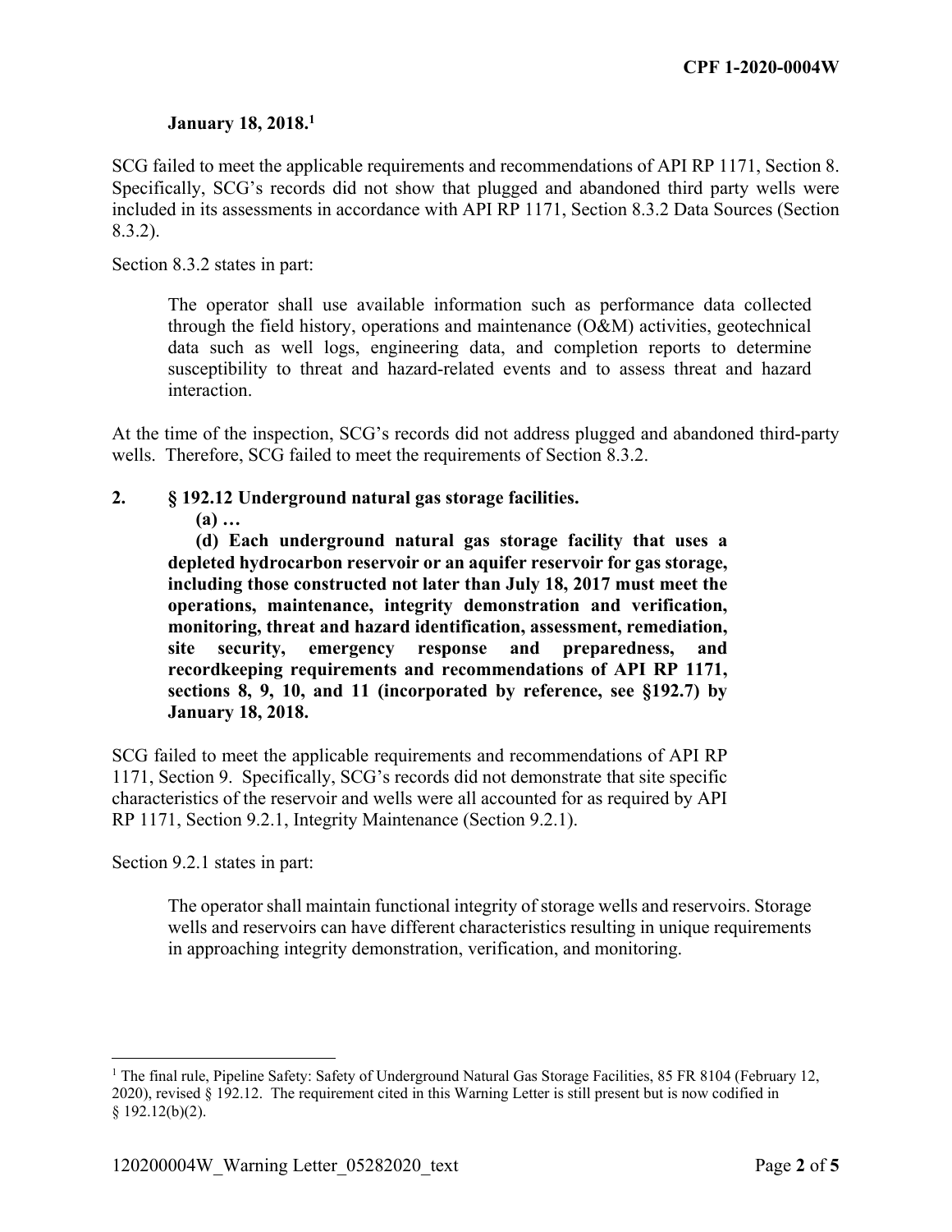**January 18, 2018.**[1]

SCG failed to meet the applicable requirements and recommendations of API RP 1171, Section 8. Specifically, SCG's records did not show that plugged and abandoned third party wells were included in its assessments in accordance with API RP 1171, Section 8.3.2 Data Sources (Section 8.3.2).

Section 8.3.2 states in part:

> The operator shall use available information such as performance data collected through the field history, operations and maintenance (O&M) activities, geotechnical data such as well logs, engineering data, and completion reports to determine susceptibility to threat and hazard-related events and to assess threat and hazard interaction.

At the time of the inspection, SCG's records did not address plugged and abandoned third-party wells. Therefore, SCG failed to meet the requirements of Section 8.3.2.

**2. § 192.12 Underground natural gas storage facilities.**

**(a) …**

**(d) Each underground natural gas storage facility that uses a depleted hydrocarbon reservoir or an aquifer reservoir for gas storage, including those constructed not later than July 18, 2017 must meet the operations, maintenance, integrity demonstration and verification, monitoring, threat and hazard identification, assessment, remediation, site security, emergency response and preparedness, and recordkeeping requirements and recommendations of API RP 1171, sections 8, 9, 10, and 11 (incorporated by reference, see §192.7) by January 18, 2018.**

SCG failed to meet the applicable requirements and recommendations of API RP 1171, Section 9. Specifically, SCG's records did not demonstrate that site specific characteristics of the reservoir and wells were all accounted for as required by API RP 1171, Section 9.2.1, Integrity Maintenance (Section 9.2.1).

Section 9.2.1 states in part:

> The operator shall maintain functional integrity of storage wells and reservoirs. Storage wells and reservoirs can have different characteristics resulting in unique requirements in approaching integrity demonstration, verification, and monitoring.

[1] The final rule, Pipeline Safety: Safety of Underground Natural Gas Storage Facilities, 85 FR 8104 (February 12, 2020), revised § 192.12. The requirement cited in this Warning Letter is still present but is now codified in § 192.12(b)(2).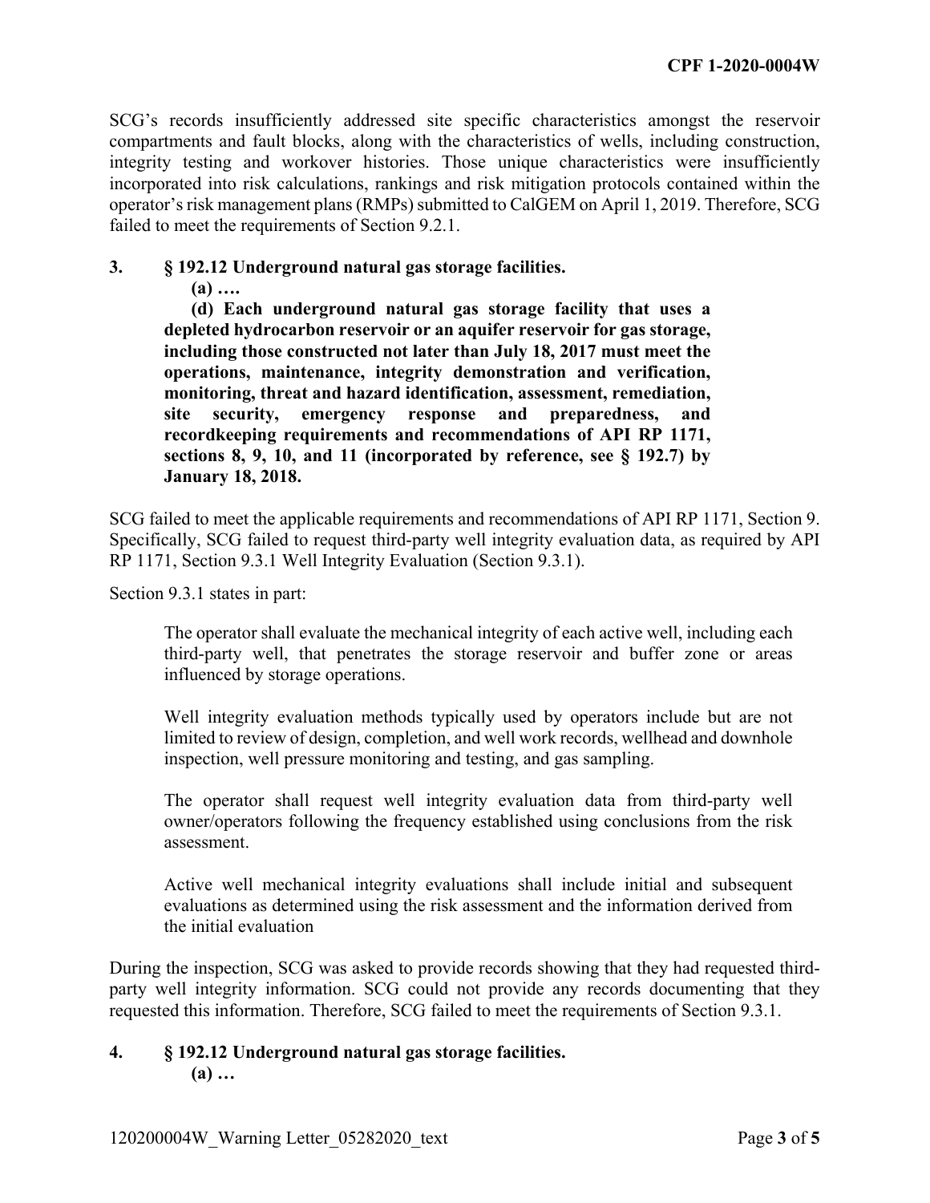SCG's records insufficiently addressed site specific characteristics amongst the reservoir compartments and fault blocks, along with the characteristics of wells, including construction, integrity testing and workover histories. Those unique characteristics were insufficiently incorporated into risk calculations, rankings and risk mitigation protocols contained within the operator's risk management plans (RMPs) submitted to CalGEM on April 1, 2019. Therefore, SCG failed to meet the requirements of Section 9.2.1.

**3. § 192.12 Underground natural gas storage facilities.**

**(a) ….**

**(d) Each underground natural gas storage facility that uses a depleted hydrocarbon reservoir or an aquifer reservoir for gas storage, including those constructed not later than July 18, 2017 must meet the operations, maintenance, integrity demonstration and verification, monitoring, threat and hazard identification, assessment, remediation, site security, emergency response and preparedness, and recordkeeping requirements and recommendations of API RP 1171, sections 8, 9, 10, and 11 (incorporated by reference, see § 192.7) by January 18, 2018.**

SCG failed to meet the applicable requirements and recommendations of API RP 1171, Section 9. Specifically, SCG failed to request third-party well integrity evaluation data, as required by API RP 1171, Section 9.3.1 Well Integrity Evaluation (Section 9.3.1).

Section 9.3.1 states in part:

> The operator shall evaluate the mechanical integrity of each active well, including each third-party well, that penetrates the storage reservoir and buffer zone or areas influenced by storage operations.
>
> Well integrity evaluation methods typically used by operators include but are not limited to review of design, completion, and well work records, wellhead and downhole inspection, well pressure monitoring and testing, and gas sampling.
>
> The operator shall request well integrity evaluation data from third-party well owner/operators following the frequency established using conclusions from the risk assessment.
>
> Active well mechanical integrity evaluations shall include initial and subsequent evaluations as determined using the risk assessment and the information derived from the initial evaluation

During the inspection, SCG was asked to provide records showing that they had requested third-party well integrity information. SCG could not provide any records documenting that they requested this information. Therefore, SCG failed to meet the requirements of Section 9.3.1.

**4. § 192.12 Underground natural gas storage facilities.**

**(a) …**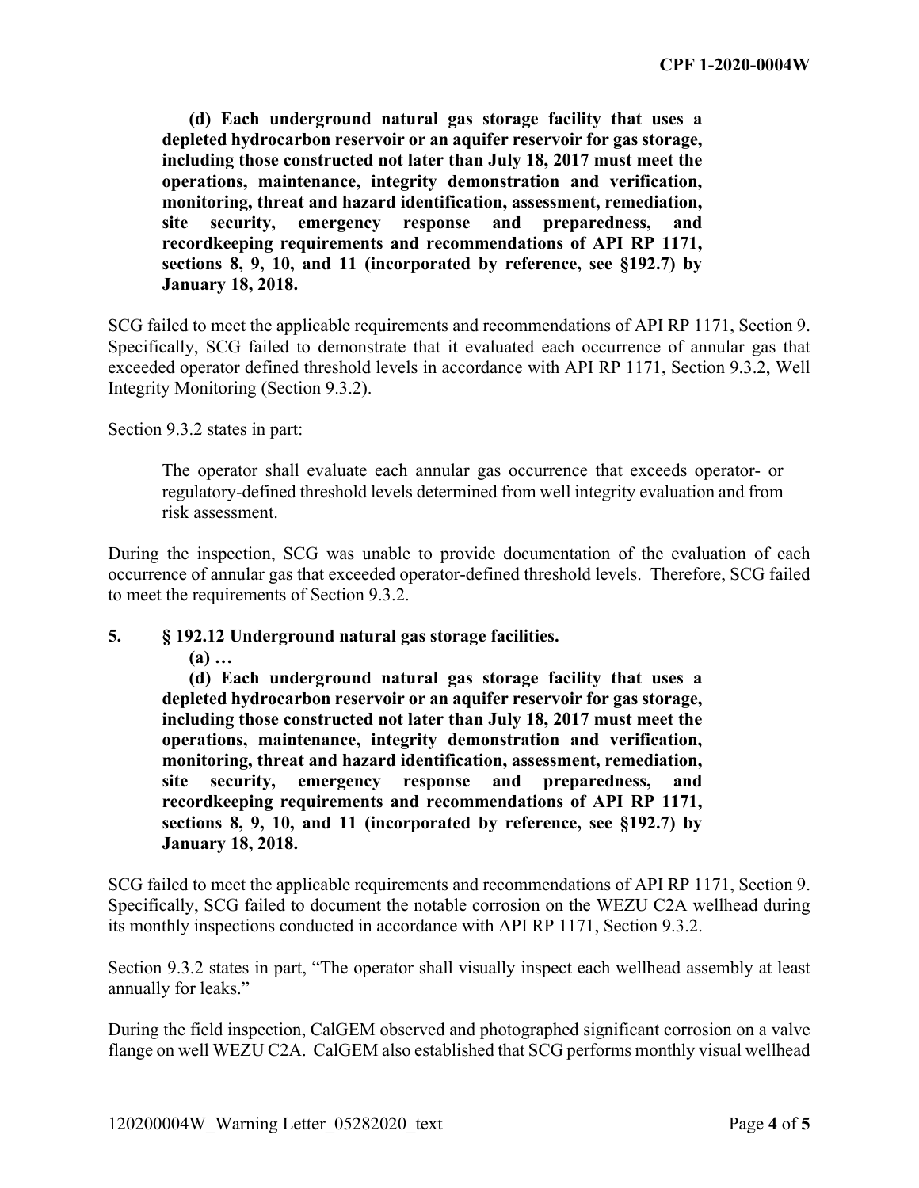**(d) Each underground natural gas storage facility that uses a depleted hydrocarbon reservoir or an aquifer reservoir for gas storage, including those constructed not later than July 18, 2017 must meet the operations, maintenance, integrity demonstration and verification, monitoring, threat and hazard identification, assessment, remediation, site security, emergency response and preparedness, and recordkeeping requirements and recommendations of API RP 1171, sections 8, 9, 10, and 11 (incorporated by reference, see §192.7) by January 18, 2018.**

SCG failed to meet the applicable requirements and recommendations of API RP 1171, Section 9. Specifically, SCG failed to demonstrate that it evaluated each occurrence of annular gas that exceeded operator defined threshold levels in accordance with API RP 1171, Section 9.3.2, Well Integrity Monitoring (Section 9.3.2).

Section 9.3.2 states in part:

> The operator shall evaluate each annular gas occurrence that exceeds operator- or regulatory-defined threshold levels determined from well integrity evaluation and from risk assessment.

During the inspection, SCG was unable to provide documentation of the evaluation of each occurrence of annular gas that exceeded operator-defined threshold levels. Therefore, SCG failed to meet the requirements of Section 9.3.2.

**5. § 192.12 Underground natural gas storage facilities.**

**(a) …**

**(d) Each underground natural gas storage facility that uses a depleted hydrocarbon reservoir or an aquifer reservoir for gas storage, including those constructed not later than July 18, 2017 must meet the operations, maintenance, integrity demonstration and verification, monitoring, threat and hazard identification, assessment, remediation, site security, emergency response and preparedness, and recordkeeping requirements and recommendations of API RP 1171, sections 8, 9, 10, and 11 (incorporated by reference, see §192.7) by January 18, 2018.**

SCG failed to meet the applicable requirements and recommendations of API RP 1171, Section 9. Specifically, SCG failed to document the notable corrosion on the WEZU C2A wellhead during its monthly inspections conducted in accordance with API RP 1171, Section 9.3.2.

Section 9.3.2 states in part, "The operator shall visually inspect each wellhead assembly at least annually for leaks."

During the field inspection, CalGEM observed and photographed significant corrosion on a valve flange on well WEZU C2A. CalGEM also established that SCG performs monthly visual wellhead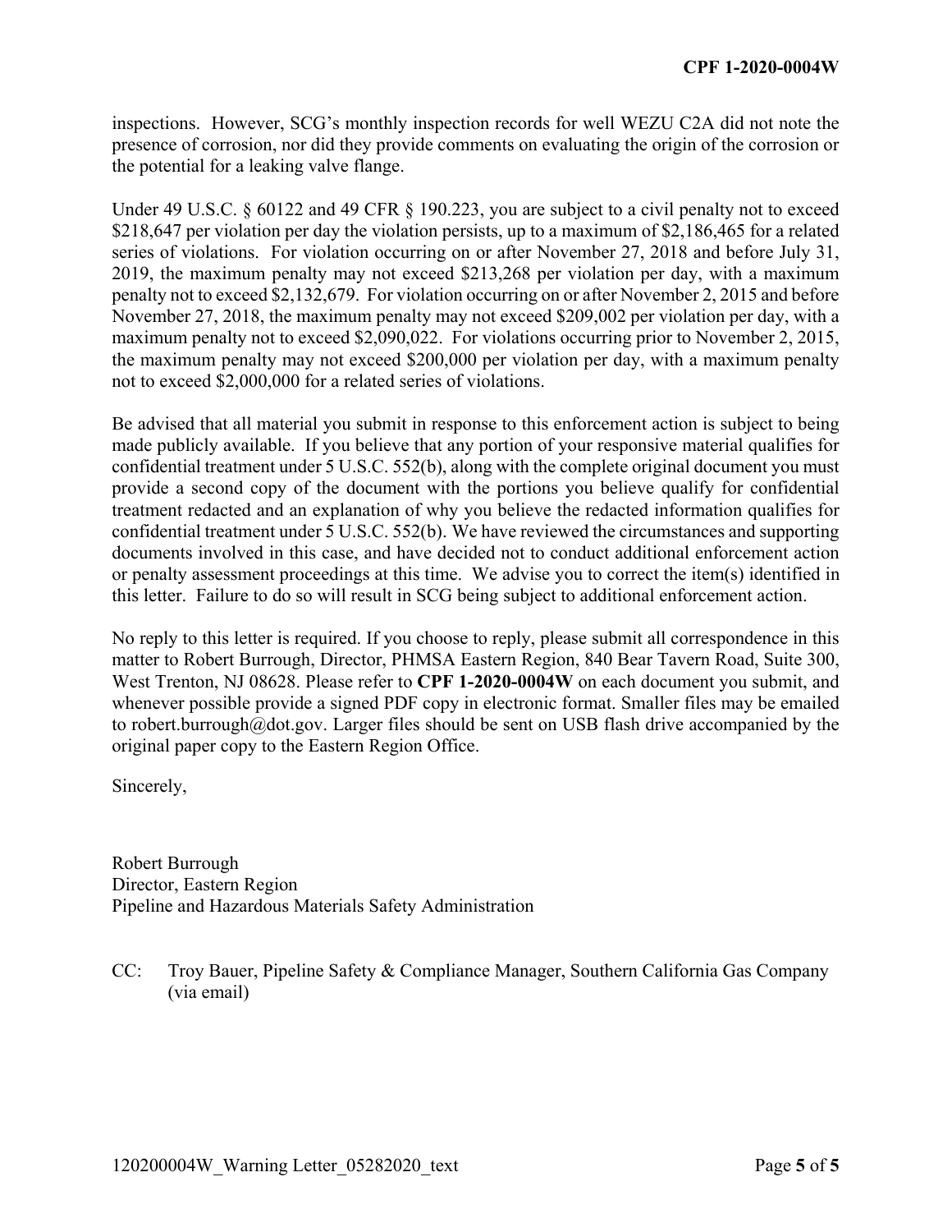inspections. However, SCG's monthly inspection records for well WEZU C2A did not note the presence of corrosion, nor did they provide comments on evaluating the origin of the corrosion or the potential for a leaking valve flange.

Under 49 U.S.C. § 60122 and 49 CFR § 190.223, you are subject to a civil penalty not to exceed $218,647 per violation per day the violation persists, up to a maximum of $2,186,465 for a related series of violations. For violation occurring on or after November 27, 2018 and before July 31, 2019, the maximum penalty may not exceed $213,268 per violation per day, with a maximum penalty not to exceed $2,132,679. For violation occurring on or after November 2, 2015 and before November 27, 2018, the maximum penalty may not exceed $209,002 per violation per day, with a maximum penalty not to exceed $2,090,022. For violations occurring prior to November 2, 2015, the maximum penalty may not exceed $200,000 per violation per day, with a maximum penalty not to exceed $2,000,000 for a related series of violations.

Be advised that all material you submit in response to this enforcement action is subject to being made publicly available. If you believe that any portion of your responsive material qualifies for confidential treatment under 5 U.S.C. 552(b), along with the complete original document you must provide a second copy of the document with the portions you believe qualify for confidential treatment redacted and an explanation of why you believe the redacted information qualifies for confidential treatment under 5 U.S.C. 552(b). We have reviewed the circumstances and supporting documents involved in this case, and have decided not to conduct additional enforcement action or penalty assessment proceedings at this time. We advise you to correct the item(s) identified in this letter. Failure to do so will result in SCG being subject to additional enforcement action.

No reply to this letter is required. If you choose to reply, please submit all correspondence in this matter to Robert Burrough, Director, PHMSA Eastern Region, 840 Bear Tavern Road, Suite 300, West Trenton, NJ 08628. Please refer to **CPF 1-2020-0004W** on each document you submit, and whenever possible provide a signed PDF copy in electronic format. Smaller files may be emailed to robert.burrough@dot.gov. Larger files should be sent on USB flash drive accompanied by the original paper copy to the Eastern Region Office.

Sincerely,

Robert Burrough
Director, Eastern Region
Pipeline and Hazardous Materials Safety Administration

CC: Troy Bauer, Pipeline Safety & Compliance Manager, Southern California Gas Company (via email)